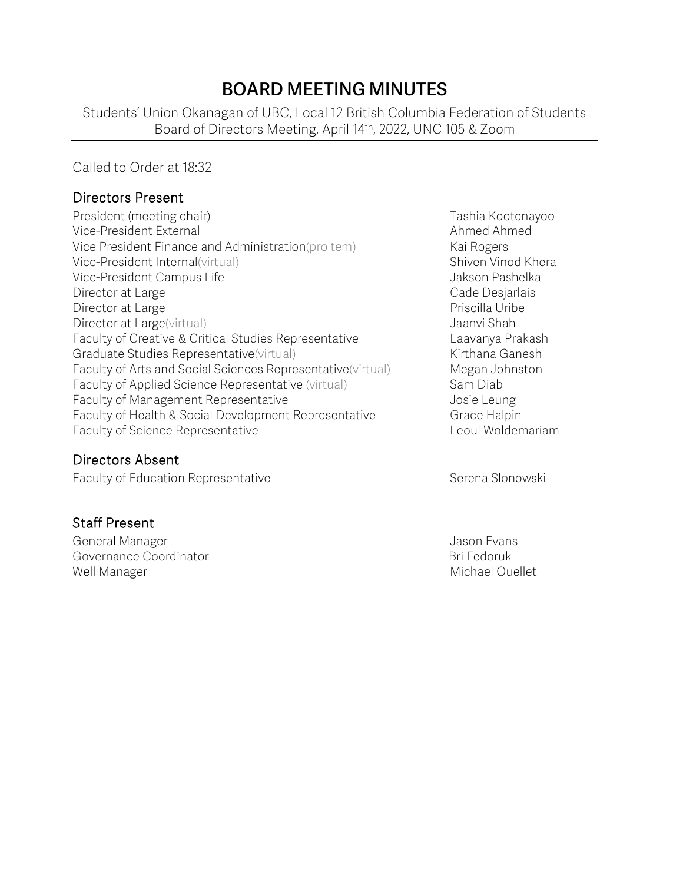# BOARD MEETING MINUTES

Students' Union Okanagan of UBC, Local 12 British Columbia Federation of Students
Board of Directors Meeting, April 14th, 2022, UNC 105 & Zoom

Called to Order at 18:32

## Directors Present

| | |
|---|---|
| President (meeting chair) | Tashia Kootenayoo |
| Vice-President External | Ahmed Ahmed |
| Vice President Finance and Administration(pro tem) | Kai Rogers |
| Vice-President Internal(virtual) | Shiven Vinod Khera |
| Vice-President Campus Life | Jakson Pashelka |
| Director at Large | Cade Desjarlais |
| Director at Large | Priscilla Uribe |
| Director at Large(virtual) | Jaanvi Shah |
| Faculty of Creative & Critical Studies Representative | Laavanya Prakash |
| Graduate Studies Representative(virtual) | Kirthana Ganesh |
| Faculty of Arts and Social Sciences Representative(virtual) | Megan Johnston |
| Faculty of Applied Science Representative (virtual) | Sam Diab |
| Faculty of Management Representative | Josie Leung |
| Faculty of Health & Social Development Representative | Grace Halpin |
| Faculty of Science Representative | Leoul Woldemariam |

## Directors Absent

| | |
|---|---|
| Faculty of Education Representative | Serena Slonowski |

## Staff Present

| | |
|---|---|
| General Manager | Jason Evans |
| Governance Coordinator | Bri Fedoruk |
| Well Manager | Michael Ouellet |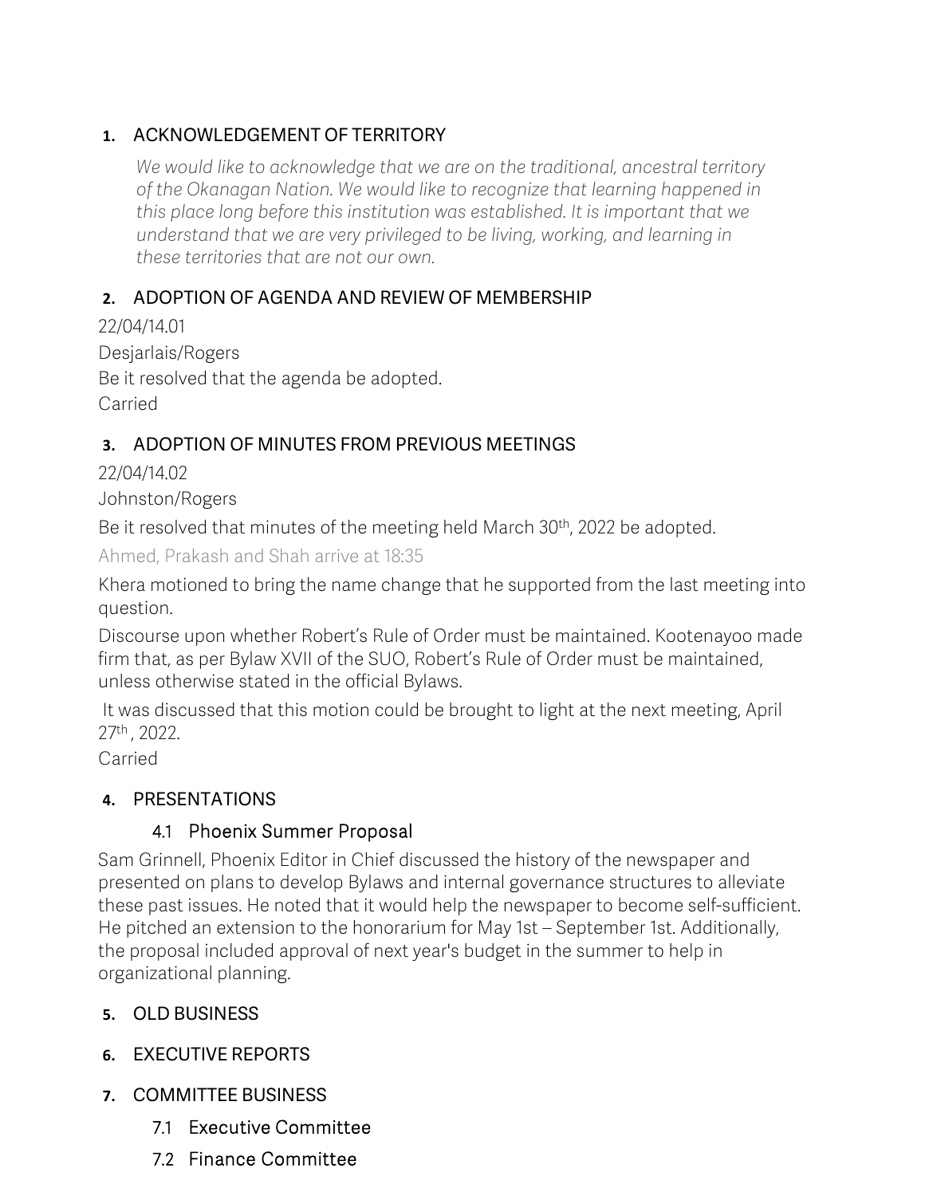## 1. ACKNOWLEDGEMENT OF TERRITORY

*We would like to acknowledge that we are on the traditional, ancestral territory of the Okanagan Nation. We would like to recognize that learning happened in this place long before this institution was established. It is important that we understand that we are very privileged to be living, working, and learning in these territories that are not our own.*

## 2. ADOPTION OF AGENDA AND REVIEW OF MEMBERSHIP

22/04/14.01

Desjarlais/Rogers

Be it resolved that the agenda be adopted.

Carried

## 3. ADOPTION OF MINUTES FROM PREVIOUS MEETINGS

22/04/14.02

Johnston/Rogers

Be it resolved that minutes of the meeting held March 30th, 2022 be adopted.

Ahmed, Prakash and Shah arrive at 18:35

Khera motioned to bring the name change that he supported from the last meeting into question.

Discourse upon whether Robert's Rule of Order must be maintained. Kootenayoo made firm that, as per Bylaw XVII of the SUO, Robert's Rule of Order must be maintained, unless otherwise stated in the official Bylaws.

It was discussed that this motion could be brought to light at the next meeting, April 27th, 2022.

Carried

## 4. PRESENTATIONS

### 4.1 Phoenix Summer Proposal

Sam Grinnell, Phoenix Editor in Chief discussed the history of the newspaper and presented on plans to develop Bylaws and internal governance structures to alleviate these past issues. He noted that it would help the newspaper to become self-sufficient. He pitched an extension to the honorarium for May 1st – September 1st. Additionally, the proposal included approval of next year's budget in the summer to help in organizational planning.

## 5. OLD BUSINESS

## 6. EXECUTIVE REPORTS

## 7. COMMITTEE BUSINESS

### 7.1 Executive Committee

### 7.2 Finance Committee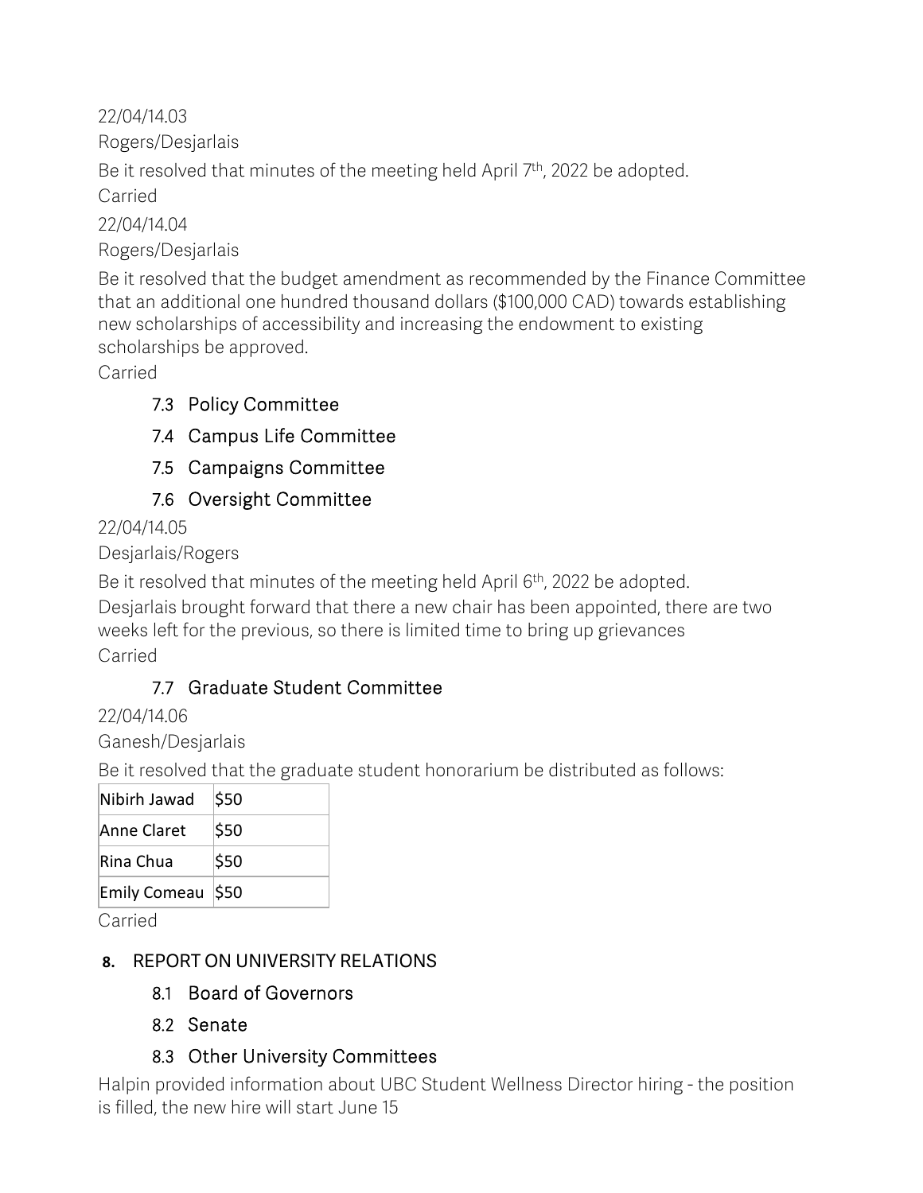22/04/14.03

Rogers/Desjarlais

Be it resolved that minutes of the meeting held April 7th, 2022 be adopted.

Carried

22/04/14.04

Rogers/Desjarlais

Be it resolved that the budget amendment as recommended by the Finance Committee that an additional one hundred thousand dollars ($100,000 CAD) towards establishing new scholarships of accessibility and increasing the endowment to existing scholarships be approved.

Carried

### 7.3 Policy Committee

### 7.4 Campus Life Committee

### 7.5 Campaigns Committee

### 7.6 Oversight Committee

22/04/14.05

Desjarlais/Rogers

Be it resolved that minutes of the meeting held April 6th, 2022 be adopted.

Desjarlais brought forward that there a new chair has been appointed, there are two weeks left for the previous, so there is limited time to bring up grievances

Carried

### 7.7 Graduate Student Committee

22/04/14.06

Ganesh/Desjarlais

Be it resolved that the graduate student honorarium be distributed as follows:

| | |
|---|---|
| Nibirh Jawad | $50 |
| Anne Claret | $50 |
| Rina Chua | $50 |
| Emily Comeau | $50 |

Carried

## 8. REPORT ON UNIVERSITY RELATIONS

### 8.1 Board of Governors

### 8.2 Senate

### 8.3 Other University Committees

Halpin provided information about UBC Student Wellness Director hiring - the position is filled, the new hire will start June 15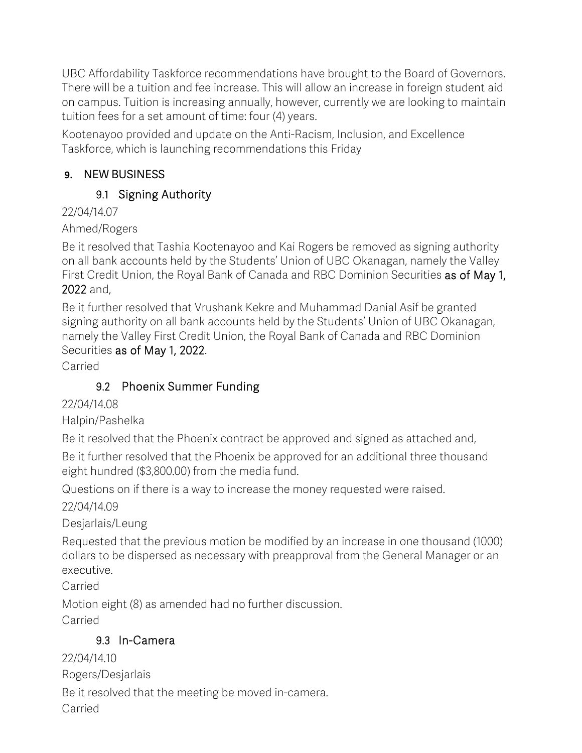UBC Affordability Taskforce recommendations have brought to the Board of Governors. There will be a tuition and fee increase. This will allow an increase in foreign student aid on campus. Tuition is increasing annually, however, currently we are looking to maintain tuition fees for a set amount of time: four (4) years.

Kootenayoo provided and update on the Anti-Racism, Inclusion, and Excellence Taskforce, which is launching recommendations this Friday

## 9. NEW BUSINESS

### 9.1 Signing Authority

22/04/14.07

Ahmed/Rogers

Be it resolved that Tashia Kootenayoo and Kai Rogers be removed as signing authority on all bank accounts held by the Students' Union of UBC Okanagan, namely the Valley First Credit Union, the Royal Bank of Canada and RBC Dominion Securities **as of May 1, 2022** and,

Be it further resolved that Vrushank Kekre and Muhammad Danial Asif be granted signing authority on all bank accounts held by the Students' Union of UBC Okanagan, namely the Valley First Credit Union, the Royal Bank of Canada and RBC Dominion Securities **as of May 1, 2022**.

Carried

### 9.2 Phoenix Summer Funding

22/04/14.08

Halpin/Pashelka

Be it resolved that the Phoenix contract be approved and signed as attached and,

Be it further resolved that the Phoenix be approved for an additional three thousand eight hundred ($3,800.00) from the media fund.

Questions on if there is a way to increase the money requested were raised.

22/04/14.09

Desjarlais/Leung

Requested that the previous motion be modified by an increase in one thousand (1000) dollars to be dispersed as necessary with preapproval from the General Manager or an executive.

Carried

Motion eight (8) as amended had no further discussion.

Carried

### 9.3 In-Camera

22/04/14.10

Rogers/Desjarlais

Be it resolved that the meeting be moved in-camera.

Carried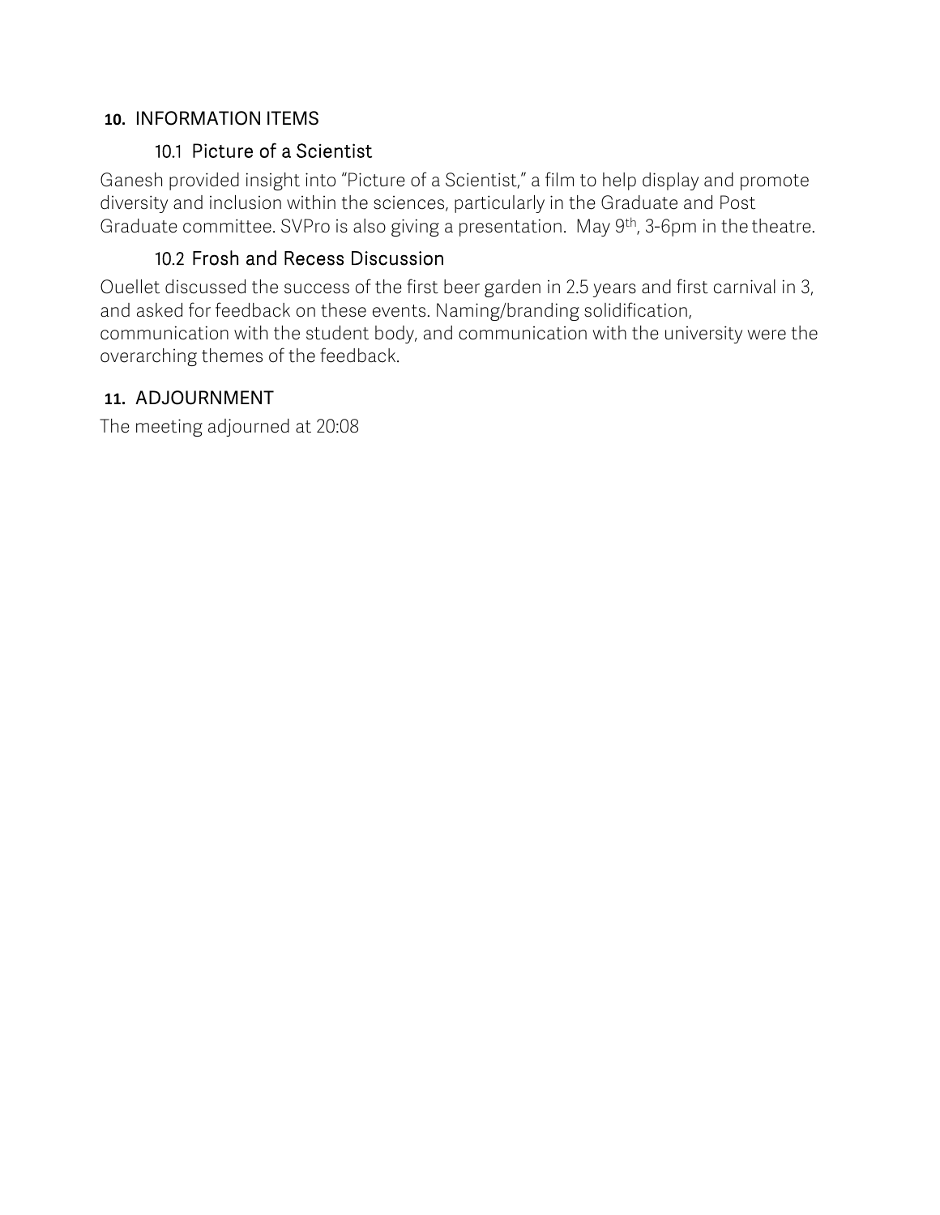## 10. INFORMATION ITEMS

### 10.1 Picture of a Scientist

Ganesh provided insight into "Picture of a Scientist," a film to help display and promote diversity and inclusion within the sciences, particularly in the Graduate and Post Graduate committee. SVPro is also giving a presentation. May 9th, 3-6pm in the theatre.

### 10.2 Frosh and Recess Discussion

Ouellet discussed the success of the first beer garden in 2.5 years and first carnival in 3, and asked for feedback on these events. Naming/branding solidification, communication with the student body, and communication with the university were the overarching themes of the feedback.

## 11. ADJOURNMENT

The meeting adjourned at 20:08